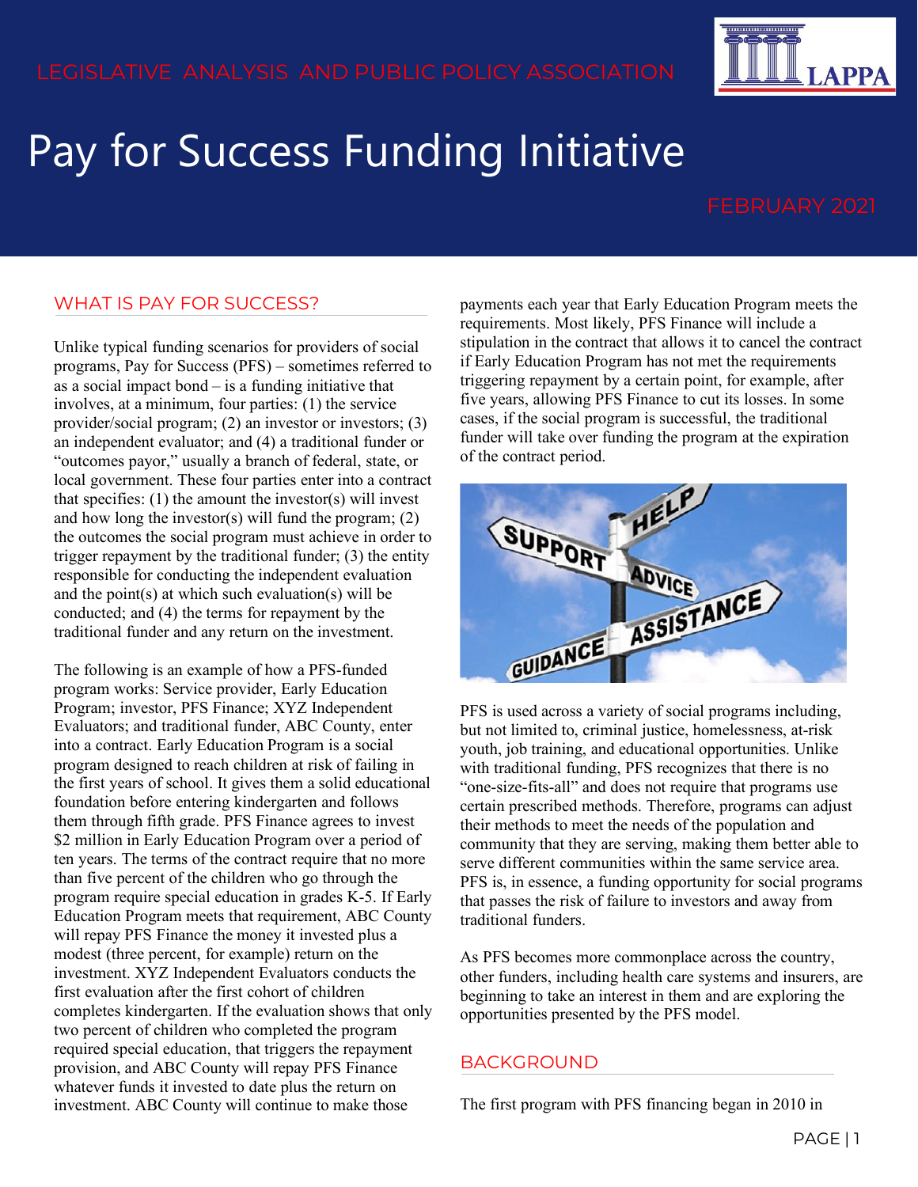LEGISLATIVE ANALYSIS AND PUBLIC POLICY ASSOCIATION

# Pay for Success Funding Initiative

FEBRUARY 2021

## WHAT IS PAY FOR SUCCESS?

Unlike typical funding scenarios for providers of social programs, Pay for Success (PFS) – sometimes referred to as a social impact bond – is a funding initiative that involves, at a minimum, four parties: (1) the service provider/social program; (2) an investor or investors; (3) an independent evaluator; and (4) a traditional funder or "outcomes payor," usually a branch of federal, state, or local government. These four parties enter into a contract that specifies: (1) the amount the investor(s) will invest and how long the investor(s) will fund the program; (2) the outcomes the social program must achieve in order to trigger repayment by the traditional funder; (3) the entity responsible for conducting the independent evaluation and the point(s) at which such evaluation(s) will be conducted; and (4) the terms for repayment by the traditional funder and any return on the investment.

The following is an example of how a PFS-funded program works: Service provider, Early Education Program; investor, PFS Finance; XYZ Independent Evaluators; and traditional funder, ABC County, enter into a contract. Early Education Program is a social program designed to reach children at risk of failing in the first years of school. It gives them a solid educational foundation before entering kindergarten and follows them through fifth grade. PFS Finance agrees to invest $2 million in Early Education Program over a period of ten years. The terms of the contract require that no more than five percent of the children who go through the program require special education in grades K-5. If Early Education Program meets that requirement, ABC County will repay PFS Finance the money it invested plus a modest (three percent, for example) return on the investment. XYZ Independent Evaluators conducts the first evaluation after the first cohort of children completes kindergarten. If the evaluation shows that only two percent of children who completed the program required special education, that triggers the repayment provision, and ABC County will repay PFS Finance whatever funds it invested to date plus the return on investment. ABC County will continue to make those payments each year that Early Education Program meets the requirements. Most likely, PFS Finance will include a stipulation in the contract that allows it to cancel the contract if Early Education Program has not met the requirements triggering repayment by a certain point, for example, after five years, allowing PFS Finance to cut its losses. In some cases, if the social program is successful, the traditional funder will take over funding the program at the expiration of the contract period.

PFS is used across a variety of social programs including, but not limited to, criminal justice, homelessness, at-risk youth, job training, and educational opportunities. Unlike with traditional funding, PFS recognizes that there is no "one-size-fits-all" and does not require that programs use certain prescribed methods. Therefore, programs can adjust their methods to meet the needs of the population and community that they are serving, making them better able to serve different communities within the same service area. PFS is, in essence, a funding opportunity for social programs that passes the risk of failure to investors and away from traditional funders.

As PFS becomes more commonplace across the country, other funders, including health care systems and insurers, are beginning to take an interest in them and are exploring the opportunities presented by the PFS model.

## BACKGROUND

The first program with PFS financing began in 2010 in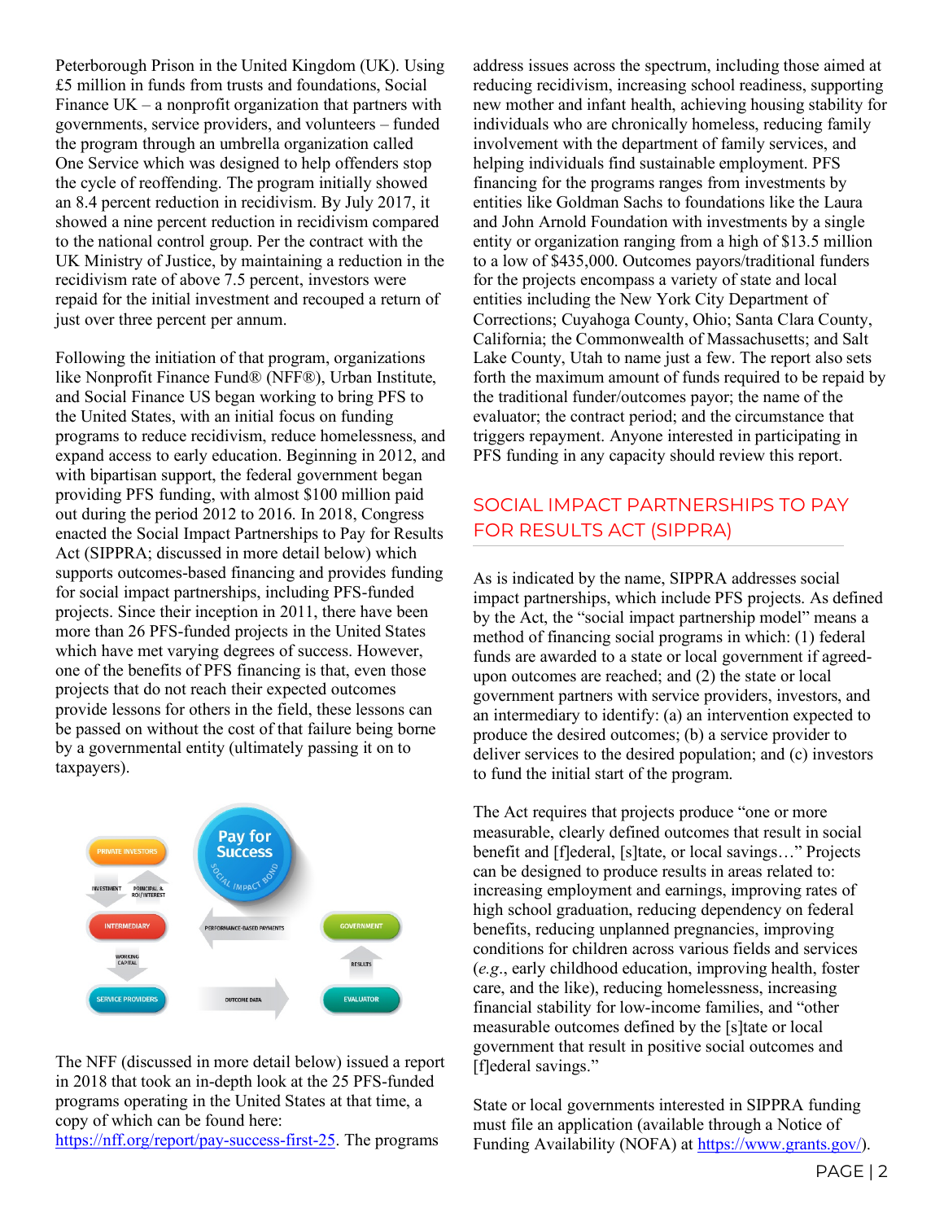Peterborough Prison in the United Kingdom (UK). Using £5 million in funds from trusts and foundations, Social Finance UK – a nonprofit organization that partners with governments, service providers, and volunteers – funded the program through an umbrella organization called One Service which was designed to help offenders stop the cycle of reoffending. The program initially showed an 8.4 percent reduction in recidivism. By July 2017, it showed a nine percent reduction in recidivism compared to the national control group. Per the contract with the UK Ministry of Justice, by maintaining a reduction in the recidivism rate of above 7.5 percent, investors were repaid for the initial investment and recouped a return of just over three percent per annum.

Following the initiation of that program, organizations like Nonprofit Finance Fund® (NFF®), Urban Institute, and Social Finance US began working to bring PFS to the United States, with an initial focus on funding programs to reduce recidivism, reduce homelessness, and expand access to early education. Beginning in 2012, and with bipartisan support, the federal government began providing PFS funding, with almost $100 million paid out during the period 2012 to 2016. In 2018, Congress enacted the Social Impact Partnerships to Pay for Results Act (SIPPRA; discussed in more detail below) which supports outcomes-based financing and provides funding for social impact partnerships, including PFS-funded projects. Since their inception in 2011, there have been more than 26 PFS-funded projects in the United States which have met varying degrees of success. However, one of the benefits of PFS financing is that, even those projects that do not reach their expected outcomes provide lessons for others in the field, these lessons can be passed on without the cost of that failure being borne by a governmental entity (ultimately passing it on to taxpayers).

The NFF (discussed in more detail below) issued a report in 2018 that took an in-depth look at the 25 PFS-funded programs operating in the United States at that time, a copy of which can be found here: https://nff.org/report/pay-success-first-25. The programs address issues across the spectrum, including those aimed at reducing recidivism, increasing school readiness, supporting new mother and infant health, achieving housing stability for individuals who are chronically homeless, reducing family involvement with the department of family services, and helping individuals find sustainable employment. PFS financing for the programs ranges from investments by entities like Goldman Sachs to foundations like the Laura and John Arnold Foundation with investments by a single entity or organization ranging from a high of $13.5 million to a low of $435,000. Outcomes payors/traditional funders for the projects encompass a variety of state and local entities including the New York City Department of Corrections; Cuyahoga County, Ohio; Santa Clara County, California; the Commonwealth of Massachusetts; and Salt Lake County, Utah to name just a few. The report also sets forth the maximum amount of funds required to be repaid by the traditional funder/outcomes payor; the name of the evaluator; the contract period; and the circumstance that triggers repayment. Anyone interested in participating in PFS funding in any capacity should review this report.

## SOCIAL IMPACT PARTNERSHIPS TO PAY FOR RESULTS ACT (SIPPRA)

As is indicated by the name, SIPPRA addresses social impact partnerships, which include PFS projects. As defined by the Act, the "social impact partnership model" means a method of financing social programs in which: (1) federal funds are awarded to a state or local government if agreed-upon outcomes are reached; and (2) the state or local government partners with service providers, investors, and an intermediary to identify: (a) an intervention expected to produce the desired outcomes; (b) a service provider to deliver services to the desired population; and (c) investors to fund the initial start of the program.

The Act requires that projects produce "one or more measurable, clearly defined outcomes that result in social benefit and [f]ederal, [s]tate, or local savings…" Projects can be designed to produce results in areas related to: increasing employment and earnings, improving rates of high school graduation, reducing dependency on federal benefits, reducing unplanned pregnancies, improving conditions for children across various fields and services (*e.g.*, early childhood education, improving health, foster care, and the like), reducing homelessness, increasing financial stability for low-income families, and "other measurable outcomes defined by the [s]tate or local government that result in positive social outcomes and [f]ederal savings."

State or local governments interested in SIPPRA funding must file an application (available through a Notice of Funding Availability (NOFA) at https://www.grants.gov/).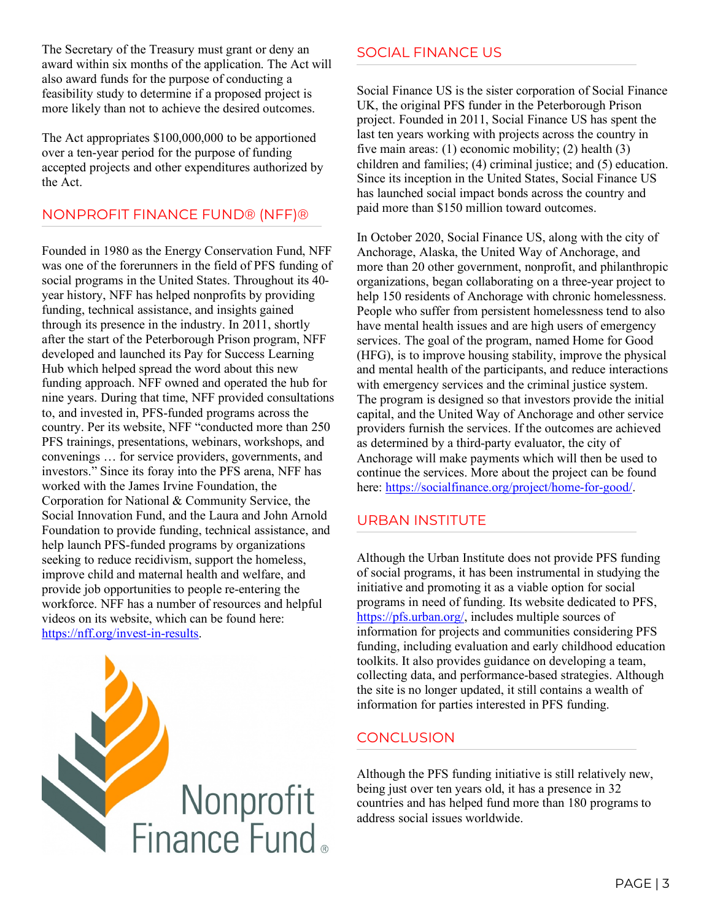The Secretary of the Treasury must grant or deny an award within six months of the application. The Act will also award funds for the purpose of conducting a feasibility study to determine if a proposed project is more likely than not to achieve the desired outcomes.

The Act appropriates $100,000,000 to be apportioned over a ten-year period for the purpose of funding accepted projects and other expenditures authorized by the Act.

## NONPROFIT FINANCE FUND® (NFF)®

Founded in 1980 as the Energy Conservation Fund, NFF was one of the forerunners in the field of PFS funding of social programs in the United States. Throughout its 40-year history, NFF has helped nonprofits by providing funding, technical assistance, and insights gained through its presence in the industry. In 2011, shortly after the start of the Peterborough Prison program, NFF developed and launched its Pay for Success Learning Hub which helped spread the word about this new funding approach. NFF owned and operated the hub for nine years. During that time, NFF provided consultations to, and invested in, PFS-funded programs across the country. Per its website, NFF "conducted more than 250 PFS trainings, presentations, webinars, workshops, and convenings … for service providers, governments, and investors." Since its foray into the PFS arena, NFF has worked with the James Irvine Foundation, the Corporation for National & Community Service, the Social Innovation Fund, and the Laura and John Arnold Foundation to provide funding, technical assistance, and help launch PFS-funded programs by organizations seeking to reduce recidivism, support the homeless, improve child and maternal health and welfare, and provide job opportunities to people re-entering the workforce. NFF has a number of resources and helpful videos on its website, which can be found here: https://nff.org/invest-in-results.

## SOCIAL FINANCE US

Social Finance US is the sister corporation of Social Finance UK, the original PFS funder in the Peterborough Prison project. Founded in 2011, Social Finance US has spent the last ten years working with projects across the country in five main areas: (1) economic mobility; (2) health (3) children and families; (4) criminal justice; and (5) education. Since its inception in the United States, Social Finance US has launched social impact bonds across the country and paid more than $150 million toward outcomes.

In October 2020, Social Finance US, along with the city of Anchorage, Alaska, the United Way of Anchorage, and more than 20 other government, nonprofit, and philanthropic organizations, began collaborating on a three-year project to help 150 residents of Anchorage with chronic homelessness. People who suffer from persistent homelessness tend to also have mental health issues and are high users of emergency services. The goal of the program, named Home for Good (HFG), is to improve housing stability, improve the physical and mental health of the participants, and reduce interactions with emergency services and the criminal justice system. The program is designed so that investors provide the initial capital, and the United Way of Anchorage and other service providers furnish the services. If the outcomes are achieved as determined by a third-party evaluator, the city of Anchorage will make payments which will then be used to continue the services. More about the project can be found here: https://socialfinance.org/project/home-for-good/.

## URBAN INSTITUTE

Although the Urban Institute does not provide PFS funding of social programs, it has been instrumental in studying the initiative and promoting it as a viable option for social programs in need of funding. Its website dedicated to PFS, https://pfs.urban.org/, includes multiple sources of information for projects and communities considering PFS funding, including evaluation and early childhood education toolkits. It also provides guidance on developing a team, collecting data, and performance-based strategies. Although the site is no longer updated, it still contains a wealth of information for parties interested in PFS funding.

## CONCLUSION

Although the PFS funding initiative is still relatively new, being just over ten years old, it has a presence in 32 countries and has helped fund more than 180 programs to address social issues worldwide.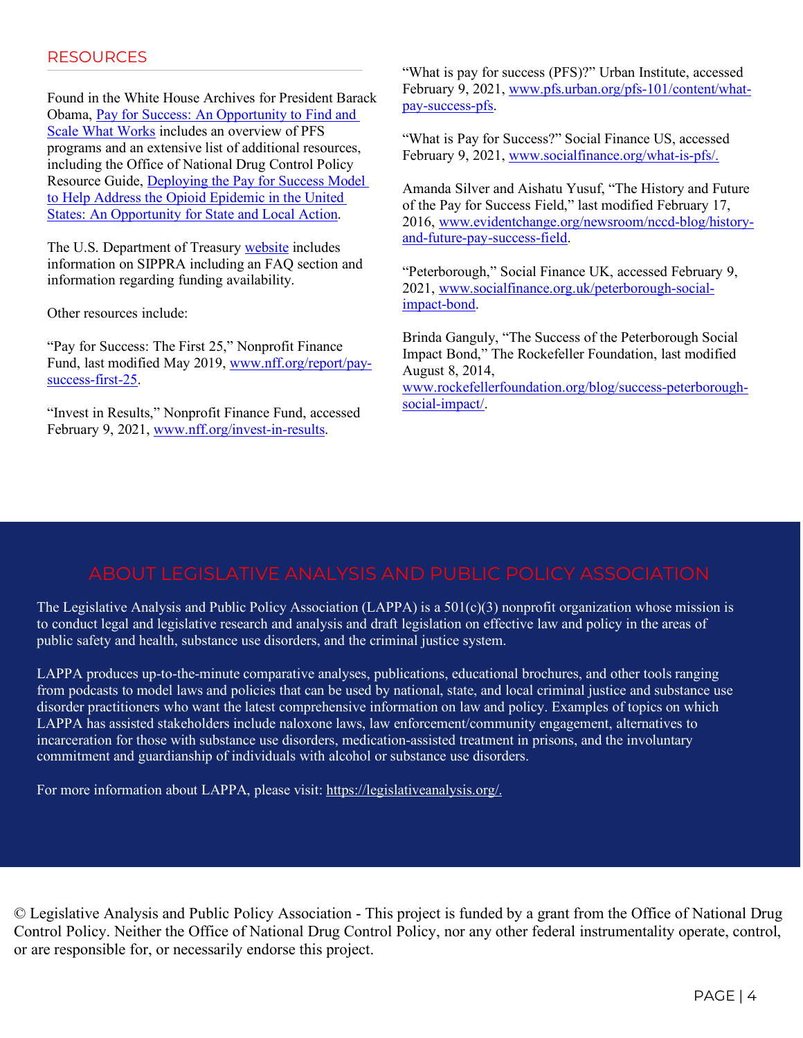## RESOURCES

Found in the White House Archives for President Barack Obama, Pay for Success: An Opportunity to Find and Scale What Works includes an overview of PFS programs and an extensive list of additional resources, including the Office of National Drug Control Policy Resource Guide, Deploying the Pay for Success Model to Help Address the Opioid Epidemic in the United States: An Opportunity for State and Local Action.

The U.S. Department of Treasury website includes information on SIPPRA including an FAQ section and information regarding funding availability.

Other resources include:

"Pay for Success: The First 25," Nonprofit Finance Fund, last modified May 2019, www.nff.org/report/pay-success-first-25.

"Invest in Results," Nonprofit Finance Fund, accessed February 9, 2021, www.nff.org/invest-in-results.

"What is pay for success (PFS)?" Urban Institute, accessed February 9, 2021, www.pfs.urban.org/pfs-101/content/what-pay-success-pfs.

"What is Pay for Success?" Social Finance US, accessed February 9, 2021, www.socialfinance.org/what-is-pfs/.

Amanda Silver and Aishatu Yusuf, "The History and Future of the Pay for Success Field," last modified February 17, 2016, www.evidentchange.org/newsroom/nccd-blog/history-and-future-pay-success-field.

"Peterborough," Social Finance UK, accessed February 9, 2021, www.socialfinance.org.uk/peterborough-social-impact-bond.

Brinda Ganguly, "The Success of the Peterborough Social Impact Bond," The Rockefeller Foundation, last modified August 8, 2014, www.rockefellerfoundation.org/blog/success-peterborough-social-impact/.

## ABOUT LEGISLATIVE ANALYSIS AND PUBLIC POLICY ASSOCIATION

The Legislative Analysis and Public Policy Association (LAPPA) is a 501(c)(3) nonprofit organization whose mission is to conduct legal and legislative research and analysis and draft legislation on effective law and policy in the areas of public safety and health, substance use disorders, and the criminal justice system.

LAPPA produces up-to-the-minute comparative analyses, publications, educational brochures, and other tools ranging from podcasts to model laws and policies that can be used by national, state, and local criminal justice and substance use disorder practitioners who want the latest comprehensive information on law and policy. Examples of topics on which LAPPA has assisted stakeholders include naloxone laws, law enforcement/community engagement, alternatives to incarceration for those with substance use disorders, medication-assisted treatment in prisons, and the involuntary commitment and guardianship of individuals with alcohol or substance use disorders.

For more information about LAPPA, please visit: https://legislativeanalysis.org/.

© Legislative Analysis and Public Policy Association - This project is funded by a grant from the Office of National Drug Control Policy. Neither the Office of National Drug Control Policy, nor any other federal instrumentality operate, control, or are responsible for, or necessarily endorse this project.